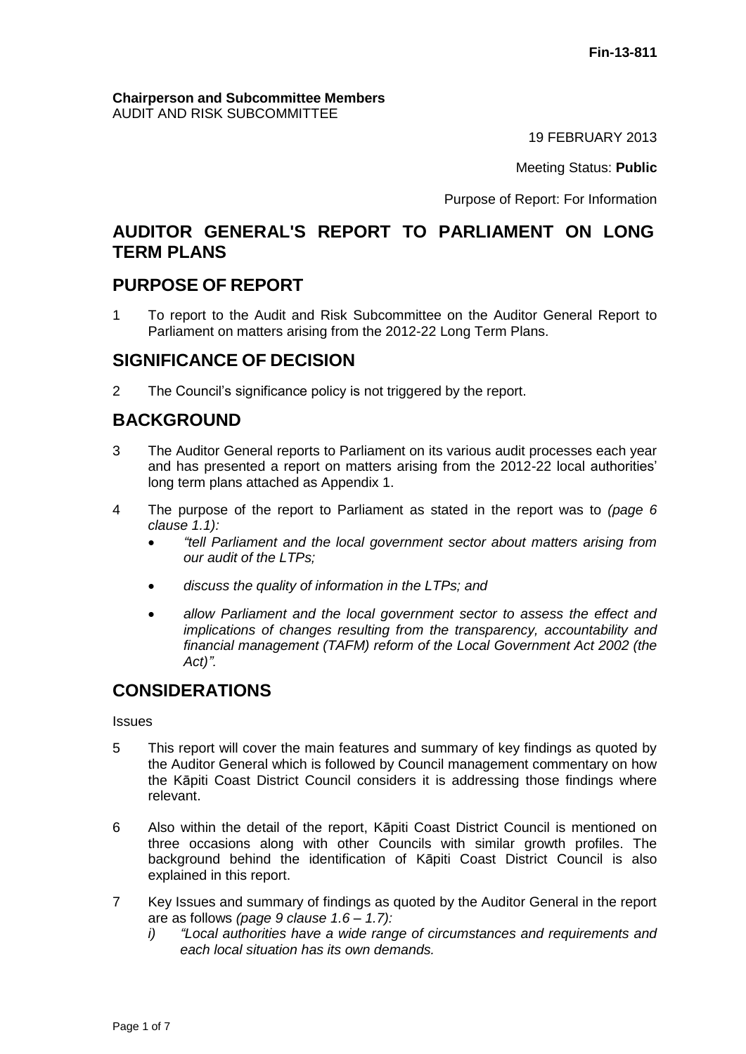**Fin-13-811**

**Chairperson and Subcommittee Members**
AUDIT AND RISK SUBCOMMITTEE

19 FEBRUARY 2013

Meeting Status: **Public**

Purpose of Report: For Information

# AUDITOR GENERAL'S REPORT TO PARLIAMENT ON LONG TERM PLANS

## PURPOSE OF REPORT

1 To report to the Audit and Risk Subcommittee on the Auditor General Report to Parliament on matters arising from the 2012-22 Long Term Plans.

## SIGNIFICANCE OF DECISION

2 The Council's significance policy is not triggered by the report.

## BACKGROUND

3 The Auditor General reports to Parliament on its various audit processes each year and has presented a report on matters arising from the 2012-22 local authorities' long term plans attached as Appendix 1.

4 The purpose of the report to Parliament as stated in the report was to *(page 6 clause 1.1):*

- *"tell Parliament and the local government sector about matters arising from our audit of the LTPs;*
- *discuss the quality of information in the LTPs; and*
- *allow Parliament and the local government sector to assess the effect and implications of changes resulting from the transparency, accountability and financial management (TAFM) reform of the Local Government Act 2002 (the Act)".*

## CONSIDERATIONS

Issues

5 This report will cover the main features and summary of key findings as quoted by the Auditor General which is followed by Council management commentary on how the Kāpiti Coast District Council considers it is addressing those findings where relevant.

6 Also within the detail of the report, Kāpiti Coast District Council is mentioned on three occasions along with other Councils with similar growth profiles. The background behind the identification of Kāpiti Coast District Council is also explained in this report.

7 Key Issues and summary of findings as quoted by the Auditor General in the report are as follows *(page 9 clause 1.6 – 1.7):*

*i) "Local authorities have a wide range of circumstances and requirements and each local situation has its own demands.*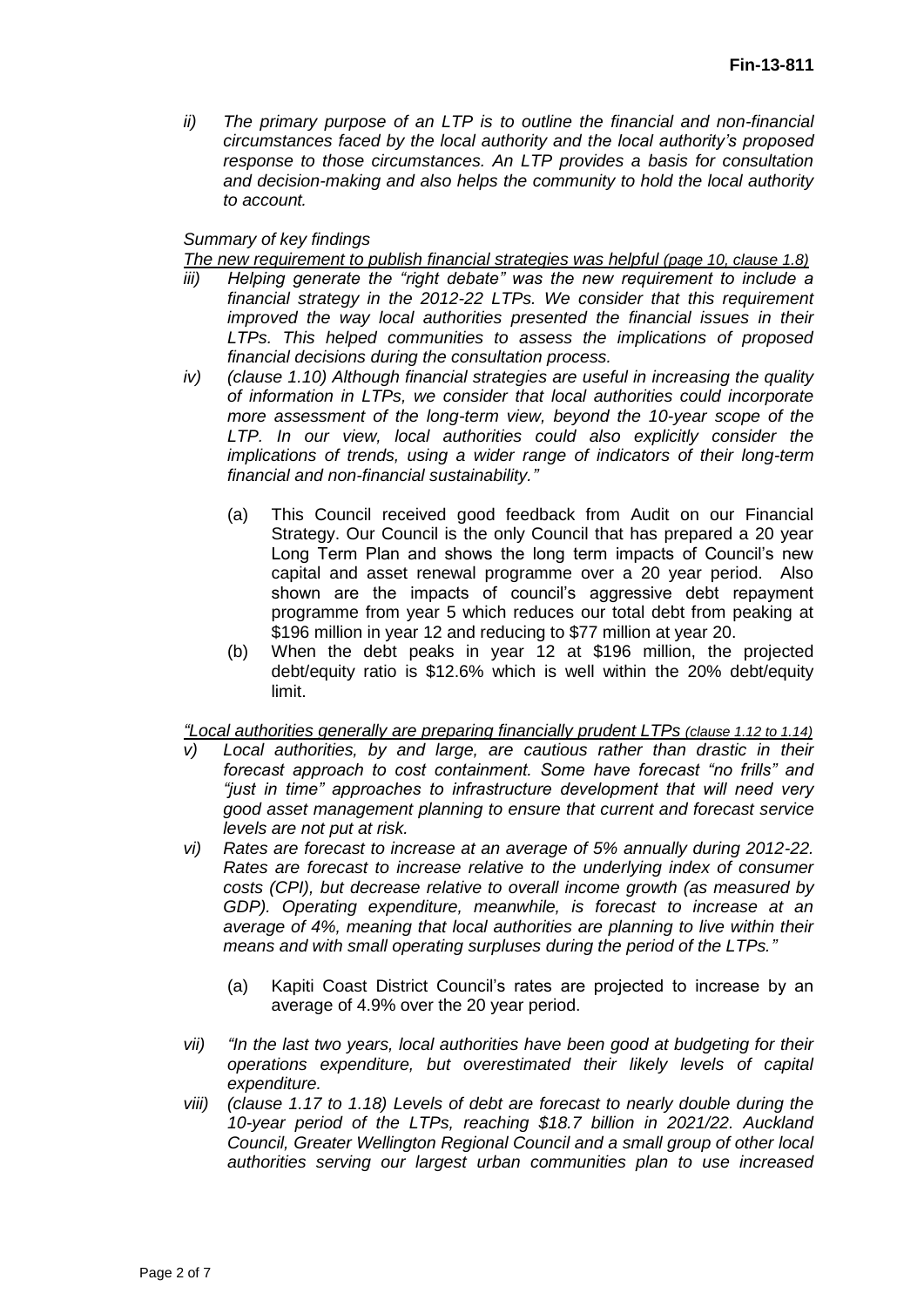*ii) The primary purpose of an LTP is to outline the financial and non-financial circumstances faced by the local authority and the local authority's proposed response to those circumstances. An LTP provides a basis for consultation and decision-making and also helps the community to hold the local authority to account.*

*Summary of key findings*

*The new requirement to publish financial strategies was helpful (page 10, clause 1.8)*

*iii) Helping generate the "right debate" was the new requirement to include a financial strategy in the 2012-22 LTPs. We consider that this requirement improved the way local authorities presented the financial issues in their LTPs. This helped communities to assess the implications of proposed financial decisions during the consultation process.*

*iv) (clause 1.10) Although financial strategies are useful in increasing the quality of information in LTPs, we consider that local authorities could incorporate more assessment of the long-term view, beyond the 10-year scope of the LTP. In our view, local authorities could also explicitly consider the implications of trends, using a wider range of indicators of their long-term financial and non-financial sustainability."*

(a) This Council received good feedback from Audit on our Financial Strategy. Our Council is the only Council that has prepared a 20 year Long Term Plan and shows the long term impacts of Council's new capital and asset renewal programme over a 20 year period. Also shown are the impacts of council's aggressive debt repayment programme from year 5 which reduces our total debt from peaking at $196 million in year 12 and reducing to $77 million at year 20.

(b) When the debt peaks in year 12 at $196 million, the projected debt/equity ratio is $12.6% which is well within the 20% debt/equity limit.

*"Local authorities generally are preparing financially prudent LTPs (clause 1.12 to 1.14)*

*v) Local authorities, by and large, are cautious rather than drastic in their forecast approach to cost containment. Some have forecast "no frills" and "just in time" approaches to infrastructure development that will need very good asset management planning to ensure that current and forecast service levels are not put at risk.*

*vi) Rates are forecast to increase at an average of 5% annually during 2012-22. Rates are forecast to increase relative to the underlying index of consumer costs (CPI), but decrease relative to overall income growth (as measured by GDP). Operating expenditure, meanwhile, is forecast to increase at an average of 4%, meaning that local authorities are planning to live within their means and with small operating surpluses during the period of the LTPs."*

(a) Kapiti Coast District Council's rates are projected to increase by an average of 4.9% over the 20 year period.

*vii) "In the last two years, local authorities have been good at budgeting for their operations expenditure, but overestimated their likely levels of capital expenditure.*

*viii) (clause 1.17 to 1.18) Levels of debt are forecast to nearly double during the 10-year period of the LTPs, reaching $18.7 billion in 2021/22. Auckland Council, Greater Wellington Regional Council and a small group of other local authorities serving our largest urban communities plan to use increased*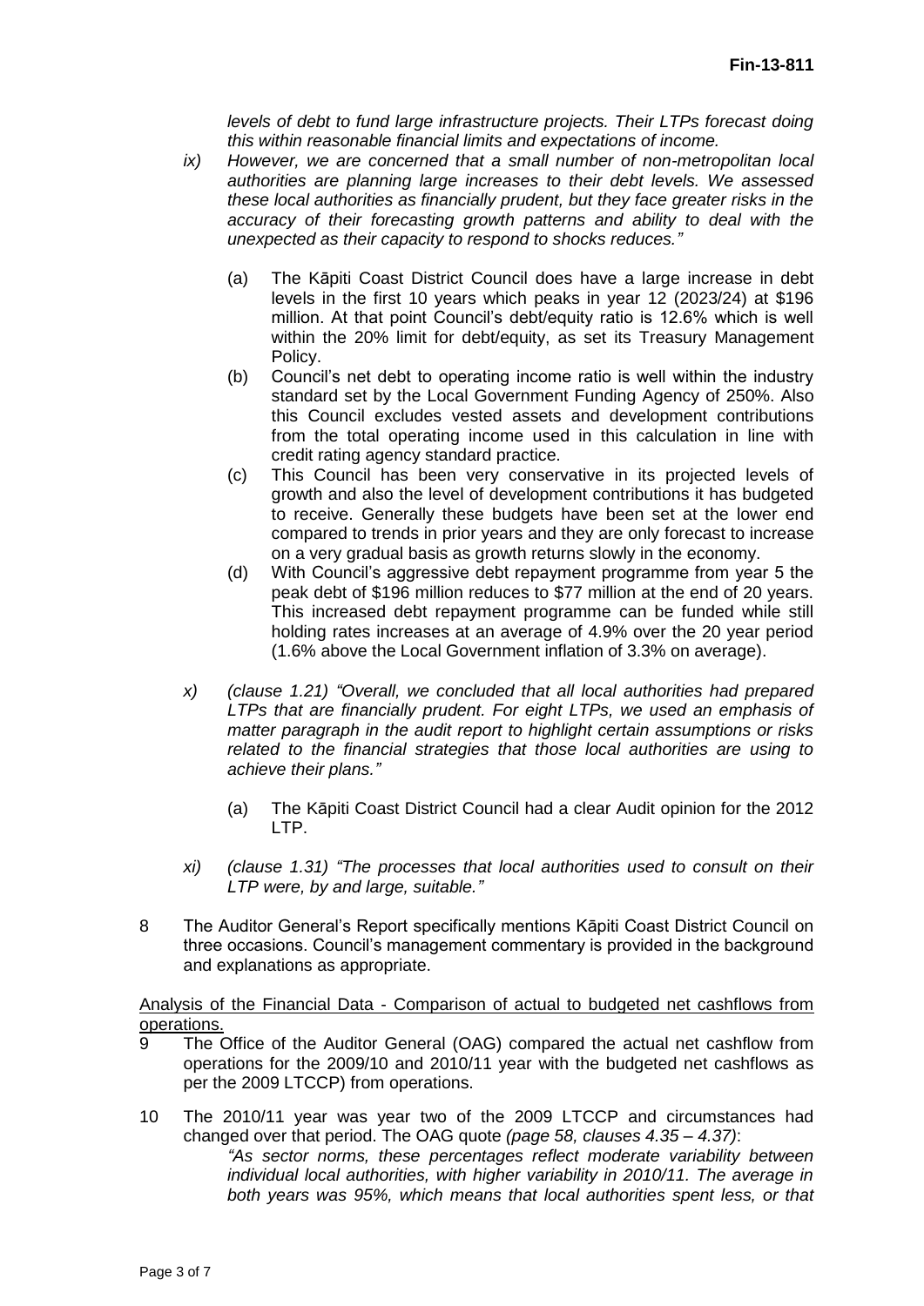*levels of debt to fund large infrastructure projects. Their LTPs forecast doing this within reasonable financial limits and expectations of income.*

*ix) However, we are concerned that a small number of non-metropolitan local authorities are planning large increases to their debt levels. We assessed these local authorities as financially prudent, but they face greater risks in the accuracy of their forecasting growth patterns and ability to deal with the unexpected as their capacity to respond to shocks reduces."*

(a) The Kāpiti Coast District Council does have a large increase in debt levels in the first 10 years which peaks in year 12 (2023/24) at $196 million. At that point Council's debt/equity ratio is 12.6% which is well within the 20% limit for debt/equity, as set its Treasury Management Policy.

(b) Council's net debt to operating income ratio is well within the industry standard set by the Local Government Funding Agency of 250%. Also this Council excludes vested assets and development contributions from the total operating income used in this calculation in line with credit rating agency standard practice.

(c) This Council has been very conservative in its projected levels of growth and also the level of development contributions it has budgeted to receive. Generally these budgets have been set at the lower end compared to trends in prior years and they are only forecast to increase on a very gradual basis as growth returns slowly in the economy.

(d) With Council's aggressive debt repayment programme from year 5 the peak debt of $196 million reduces to $77 million at the end of 20 years. This increased debt repayment programme can be funded while still holding rates increases at an average of 4.9% over the 20 year period (1.6% above the Local Government inflation of 3.3% on average).

*x) (clause 1.21) "Overall, we concluded that all local authorities had prepared LTPs that are financially prudent. For eight LTPs, we used an emphasis of matter paragraph in the audit report to highlight certain assumptions or risks related to the financial strategies that those local authorities are using to achieve their plans."*

(a) The Kāpiti Coast District Council had a clear Audit opinion for the 2012 LTP.

*xi) (clause 1.31) "The processes that local authorities used to consult on their LTP were, by and large, suitable."*

8 The Auditor General's Report specifically mentions Kāpiti Coast District Council on three occasions. Council's management commentary is provided in the background and explanations as appropriate.

<u>Analysis of the Financial Data - Comparison of actual to budgeted net cashflows from operations.</u>

9 The Office of the Auditor General (OAG) compared the actual net cashflow from operations for the 2009/10 and 2010/11 year with the budgeted net cashflows as per the 2009 LTCCP) from operations.

10 The 2010/11 year was year two of the 2009 LTCCP and circumstances had changed over that period. The OAG quote *(page 58, clauses 4.35 – 4.37)*:

*"As sector norms, these percentages reflect moderate variability between individual local authorities, with higher variability in 2010/11. The average in both years was 95%, which means that local authorities spent less, or that*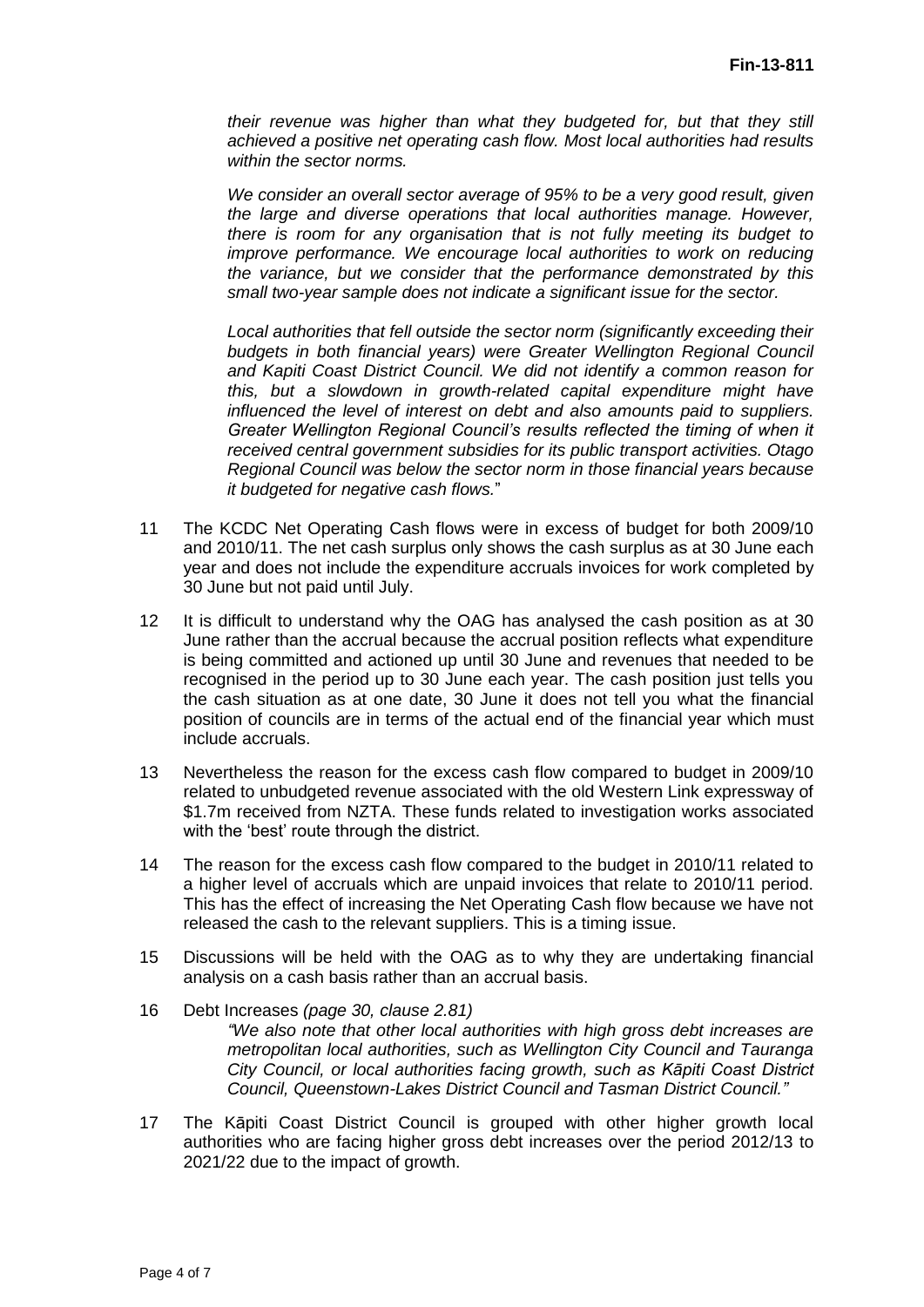*their revenue was higher than what they budgeted for, but that they still achieved a positive net operating cash flow. Most local authorities had results within the sector norms.*

*We consider an overall sector average of 95% to be a very good result, given the large and diverse operations that local authorities manage. However, there is room for any organisation that is not fully meeting its budget to improve performance. We encourage local authorities to work on reducing the variance, but we consider that the performance demonstrated by this small two-year sample does not indicate a significant issue for the sector.*

*Local authorities that fell outside the sector norm (significantly exceeding their budgets in both financial years) were Greater Wellington Regional Council and Kapiti Coast District Council. We did not identify a common reason for this, but a slowdown in growth-related capital expenditure might have influenced the level of interest on debt and also amounts paid to suppliers. Greater Wellington Regional Council's results reflected the timing of when it received central government subsidies for its public transport activities. Otago Regional Council was below the sector norm in those financial years because it budgeted for negative cash flows.*"

11 The KCDC Net Operating Cash flows were in excess of budget for both 2009/10 and 2010/11. The net cash surplus only shows the cash surplus as at 30 June each year and does not include the expenditure accruals invoices for work completed by 30 June but not paid until July.

12 It is difficult to understand why the OAG has analysed the cash position as at 30 June rather than the accrual because the accrual position reflects what expenditure is being committed and actioned up until 30 June and revenues that needed to be recognised in the period up to 30 June each year. The cash position just tells you the cash situation as at one date, 30 June it does not tell you what the financial position of councils are in terms of the actual end of the financial year which must include accruals.

13 Nevertheless the reason for the excess cash flow compared to budget in 2009/10 related to unbudgeted revenue associated with the old Western Link expressway of $1.7m received from NZTA. These funds related to investigation works associated with the 'best' route through the district.

14 The reason for the excess cash flow compared to the budget in 2010/11 related to a higher level of accruals which are unpaid invoices that relate to 2010/11 period. This has the effect of increasing the Net Operating Cash flow because we have not released the cash to the relevant suppliers. This is a timing issue.

15 Discussions will be held with the OAG as to why they are undertaking financial analysis on a cash basis rather than an accrual basis.

16 Debt Increases *(page 30, clause 2.81)*

*"We also note that other local authorities with high gross debt increases are metropolitan local authorities, such as Wellington City Council and Tauranga City Council, or local authorities facing growth, such as Kāpiti Coast District Council, Queenstown-Lakes District Council and Tasman District Council."*

17 The Kāpiti Coast District Council is grouped with other higher growth local authorities who are facing higher gross debt increases over the period 2012/13 to 2021/22 due to the impact of growth.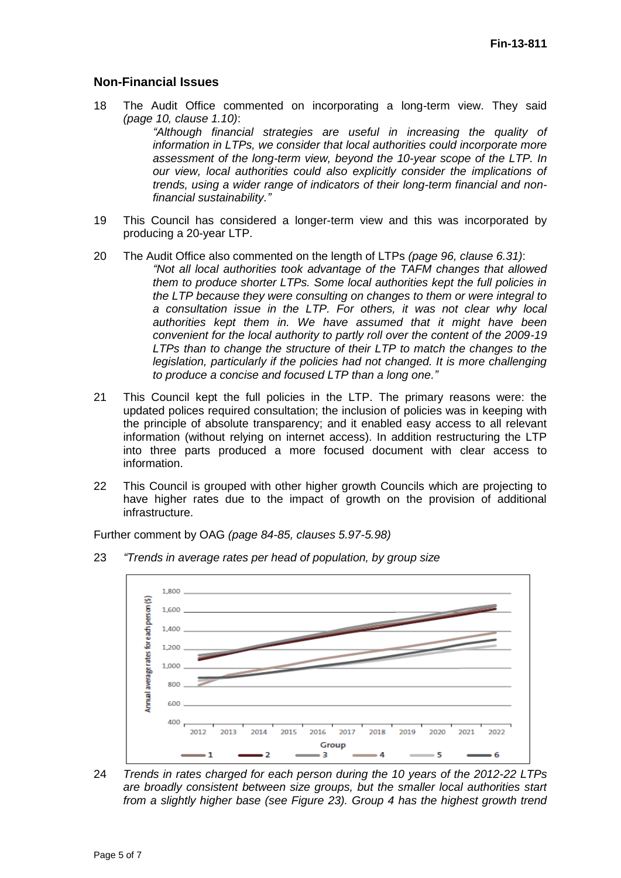## Non-Financial Issues

18 The Audit Office commented on incorporating a long-term view. They said *(page 10, clause 1.10)*:

> *"Although financial strategies are useful in increasing the quality of information in LTPs, we consider that local authorities could incorporate more assessment of the long-term view, beyond the 10-year scope of the LTP. In our view, local authorities could also explicitly consider the implications of trends, using a wider range of indicators of their long-term financial and non-financial sustainability."*

19 This Council has considered a longer-term view and this was incorporated by producing a 20-year LTP.

20 The Audit Office also commented on the length of LTPs *(page 96, clause 6.31)*:

> *"Not all local authorities took advantage of the TAFM changes that allowed them to produce shorter LTPs. Some local authorities kept the full policies in the LTP because they were consulting on changes to them or were integral to a consultation issue in the LTP. For others, it was not clear why local authorities kept them in. We have assumed that it might have been convenient for the local authority to partly roll over the content of the 2009-19 LTPs than to change the structure of their LTP to match the changes to the legislation, particularly if the policies had not changed. It is more challenging to produce a concise and focused LTP than a long one."*

21 This Council kept the full policies in the LTP. The primary reasons were: the updated polices required consultation; the inclusion of policies was in keeping with the principle of absolute transparency; and it enabled easy access to all relevant information (without relying on internet access). In addition restructuring the LTP into three parts produced a more focused document with clear access to information.

22 This Council is grouped with other higher growth Councils which are projecting to have higher rates due to the impact of growth on the provision of additional infrastructure.

Further comment by OAG *(page 84-85, clauses 5.97-5.98)*

23 *"Trends in average rates per head of population, by group size*

24 *Trends in rates charged for each person during the 10 years of the 2012-22 LTPs are broadly consistent between size groups, but the smaller local authorities start from a slightly higher base (see Figure 23). Group 4 has the highest growth trend*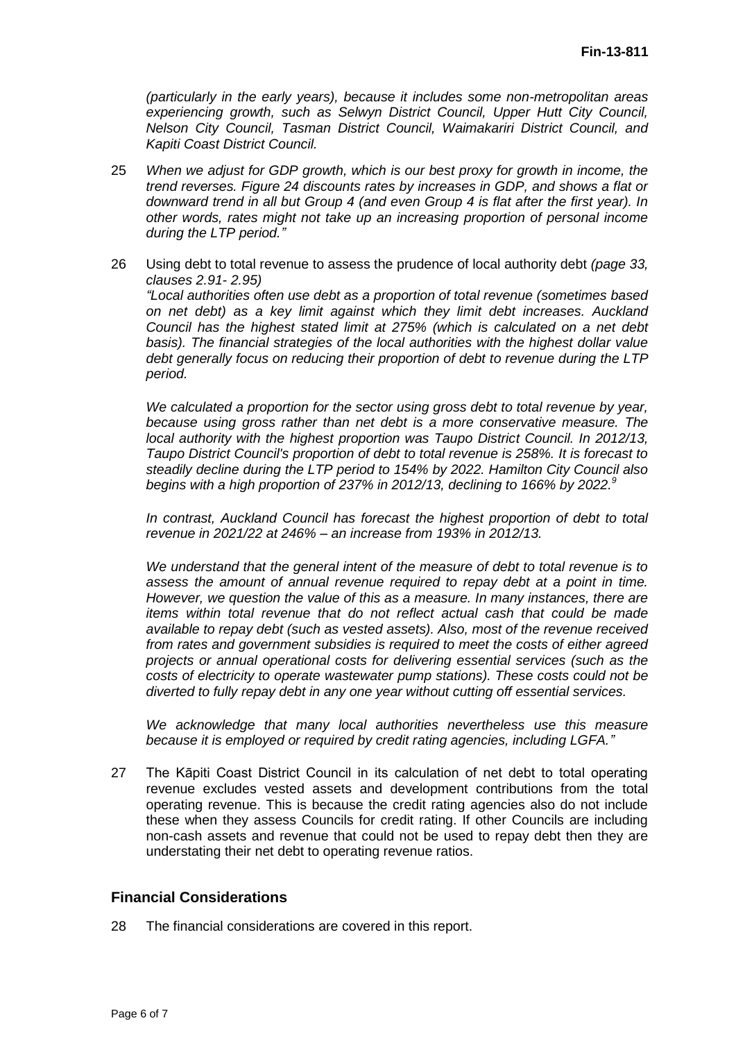*(particularly in the early years), because it includes some non-metropolitan areas experiencing growth, such as Selwyn District Council, Upper Hutt City Council, Nelson City Council, Tasman District Council, Waimakariri District Council, and Kapiti Coast District Council.*

25 *When we adjust for GDP growth, which is our best proxy for growth in income, the trend reverses. Figure 24 discounts rates by increases in GDP, and shows a flat or downward trend in all but Group 4 (and even Group 4 is flat after the first year). In other words, rates might not take up an increasing proportion of personal income during the LTP period."*

26 Using debt to total revenue to assess the prudence of local authority debt *(page 33, clauses 2.91- 2.95)*

*"Local authorities often use debt as a proportion of total revenue (sometimes based on net debt) as a key limit against which they limit debt increases. Auckland Council has the highest stated limit at 275% (which is calculated on a net debt basis). The financial strategies of the local authorities with the highest dollar value debt generally focus on reducing their proportion of debt to revenue during the LTP period.*

*We calculated a proportion for the sector using gross debt to total revenue by year, because using gross rather than net debt is a more conservative measure. The local authority with the highest proportion was Taupo District Council. In 2012/13, Taupo District Council's proportion of debt to total revenue is 258%. It is forecast to steadily decline during the LTP period to 154% by 2022. Hamilton City Council also begins with a high proportion of 237% in 2012/13, declining to 166% by 2022.*[9]

*In contrast, Auckland Council has forecast the highest proportion of debt to total revenue in 2021/22 at 246% – an increase from 193% in 2012/13.*

*We understand that the general intent of the measure of debt to total revenue is to assess the amount of annual revenue required to repay debt at a point in time. However, we question the value of this as a measure. In many instances, there are items within total revenue that do not reflect actual cash that could be made available to repay debt (such as vested assets). Also, most of the revenue received from rates and government subsidies is required to meet the costs of either agreed projects or annual operational costs for delivering essential services (such as the costs of electricity to operate wastewater pump stations). These costs could not be diverted to fully repay debt in any one year without cutting off essential services.*

*We acknowledge that many local authorities nevertheless use this measure because it is employed or required by credit rating agencies, including LGFA."*

27 The Kāpiti Coast District Council in its calculation of net debt to total operating revenue excludes vested assets and development contributions from the total operating revenue. This is because the credit rating agencies also do not include these when they assess Councils for credit rating. If other Councils are including non-cash assets and revenue that could not be used to repay debt then they are understating their net debt to operating revenue ratios.

## Financial Considerations

28 The financial considerations are covered in this report.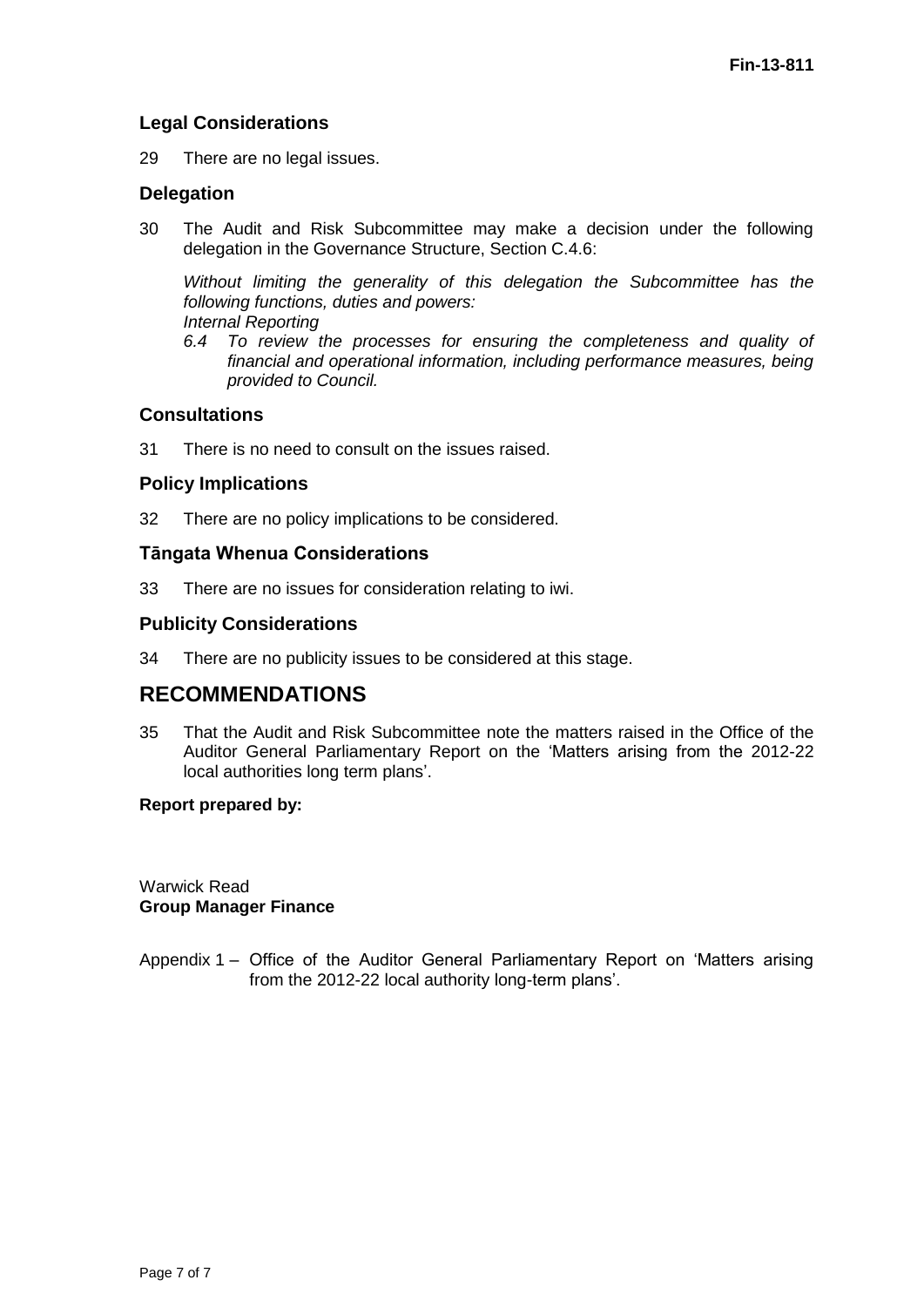### Legal Considerations

29 There are no legal issues.

### Delegation

30 The Audit and Risk Subcommittee may make a decision under the following delegation in the Governance Structure, Section C.4.6:

*Without limiting the generality of this delegation the Subcommittee has the following functions, duties and powers:*
*Internal Reporting*
*6.4 To review the processes for ensuring the completeness and quality of financial and operational information, including performance measures, being provided to Council.*

### Consultations

31 There is no need to consult on the issues raised.

### Policy Implications

32 There are no policy implications to be considered.

### Tāngata Whenua Considerations

33 There are no issues for consideration relating to iwi.

### Publicity Considerations

34 There are no publicity issues to be considered at this stage.

## RECOMMENDATIONS

35 That the Audit and Risk Subcommittee note the matters raised in the Office of the Auditor General Parliamentary Report on the 'Matters arising from the 2012-22 local authorities long term plans'.

**Report prepared by:**

Warwick Read
**Group Manager Finance**

Appendix 1 – Office of the Auditor General Parliamentary Report on 'Matters arising from the 2012-22 local authority long-term plans'.